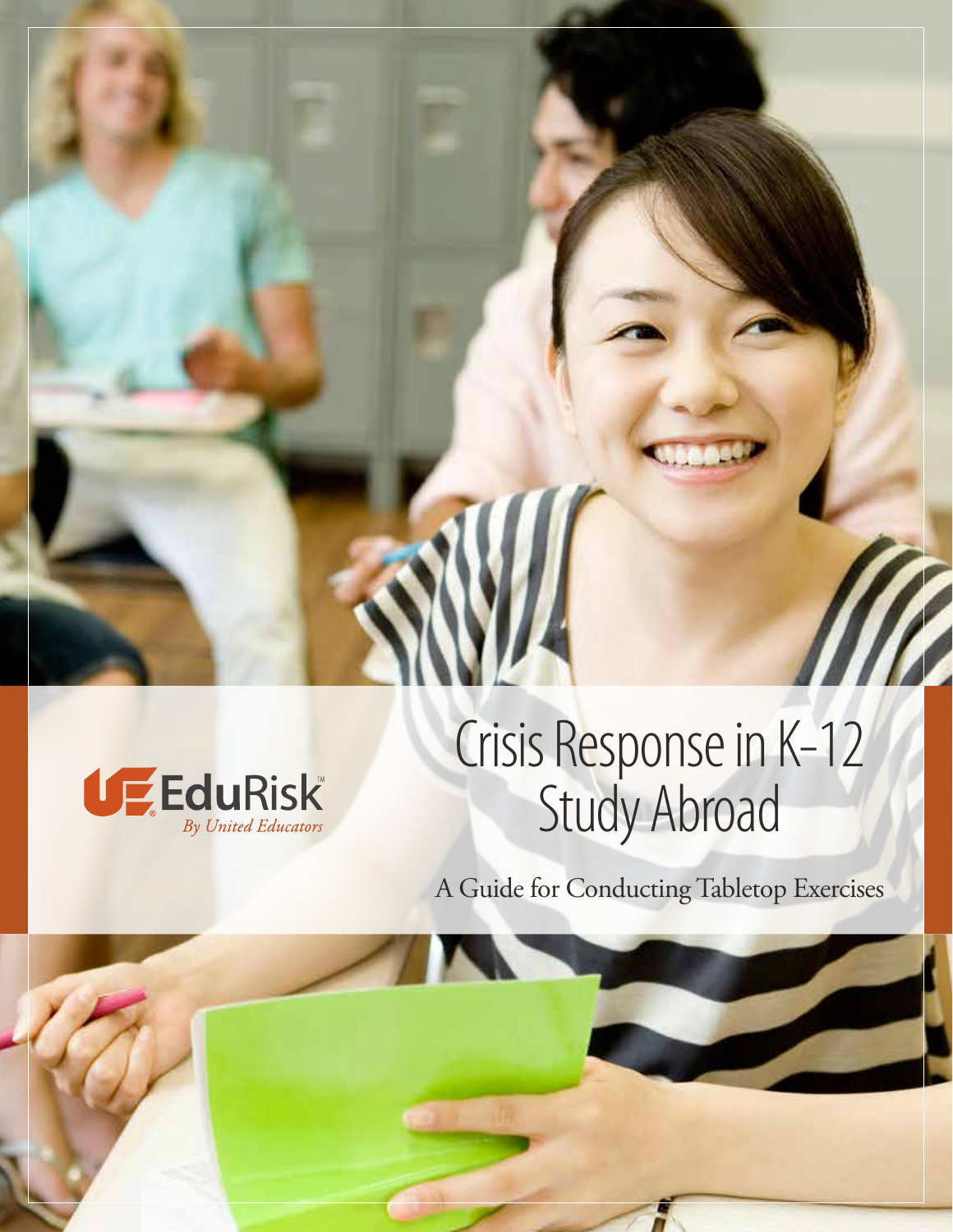EduRisk™
*By United Educators*

# Crisis Response in K–12 Study Abroad

A Guide for Conducting Tabletop Exercises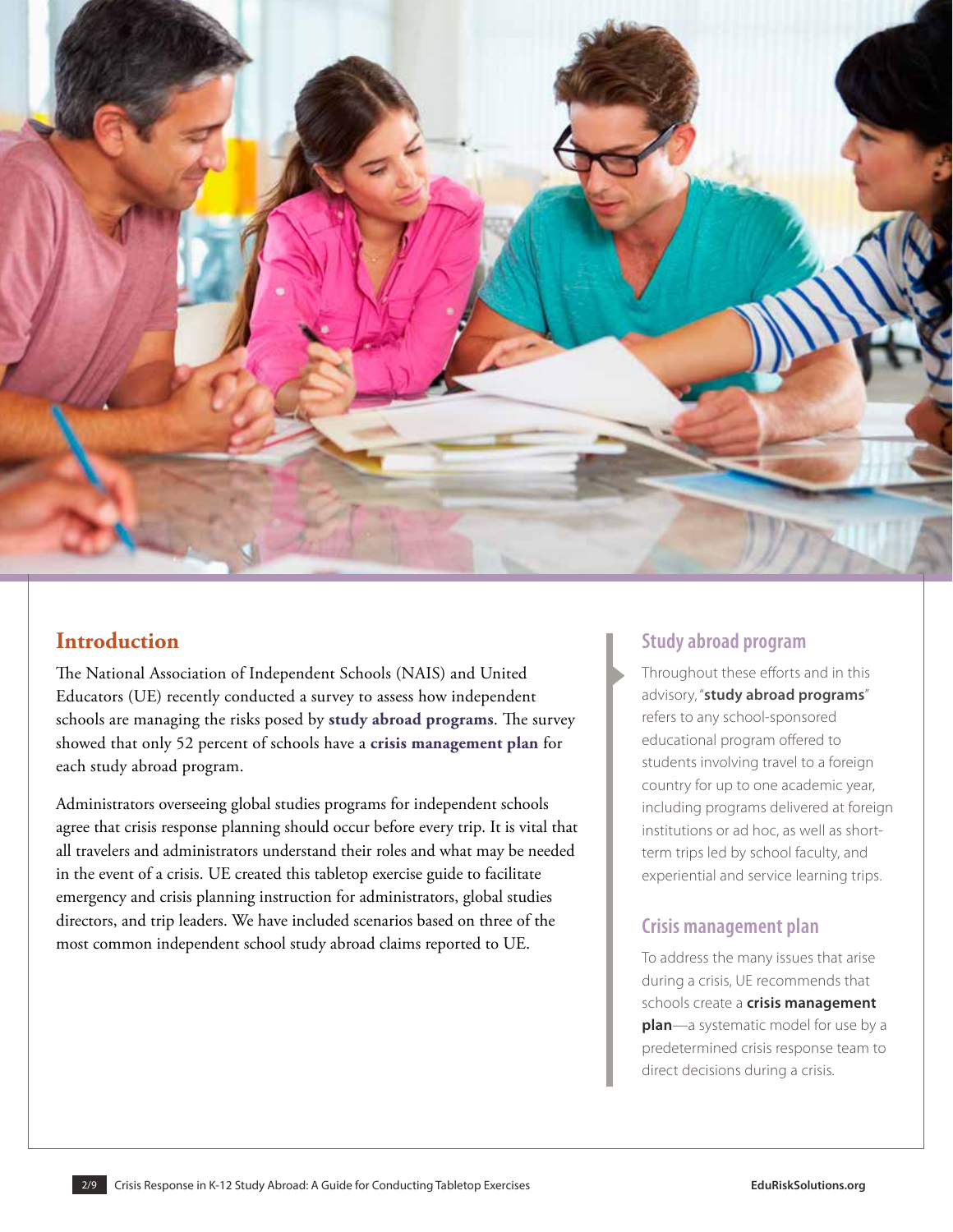## Introduction

The National Association of Independent Schools (NAIS) and United Educators (UE) recently conducted a survey to assess how independent schools are managing the risks posed by **study abroad programs**. The survey showed that only 52 percent of schools have a **crisis management plan** for each study abroad program.

Administrators overseeing global studies programs for independent schools agree that crisis response planning should occur before every trip. It is vital that all travelers and administrators understand their roles and what may be needed in the event of a crisis. UE created this tabletop exercise guide to facilitate emergency and crisis planning instruction for administrators, global studies directors, and trip leaders. We have included scenarios based on three of the most common independent school study abroad claims reported to UE.

### Study abroad program

Throughout these efforts and in this advisory, "**study abroad programs**" refers to any school-sponsored educational program offered to students involving travel to a foreign country for up to one academic year, including programs delivered at foreign institutions or ad hoc, as well as short-term trips led by school faculty, and experiential and service learning trips.

### Crisis management plan

To address the many issues that arise during a crisis, UE recommends that schools create a **crisis management plan**—a systematic model for use by a predetermined crisis response team to direct decisions during a crisis.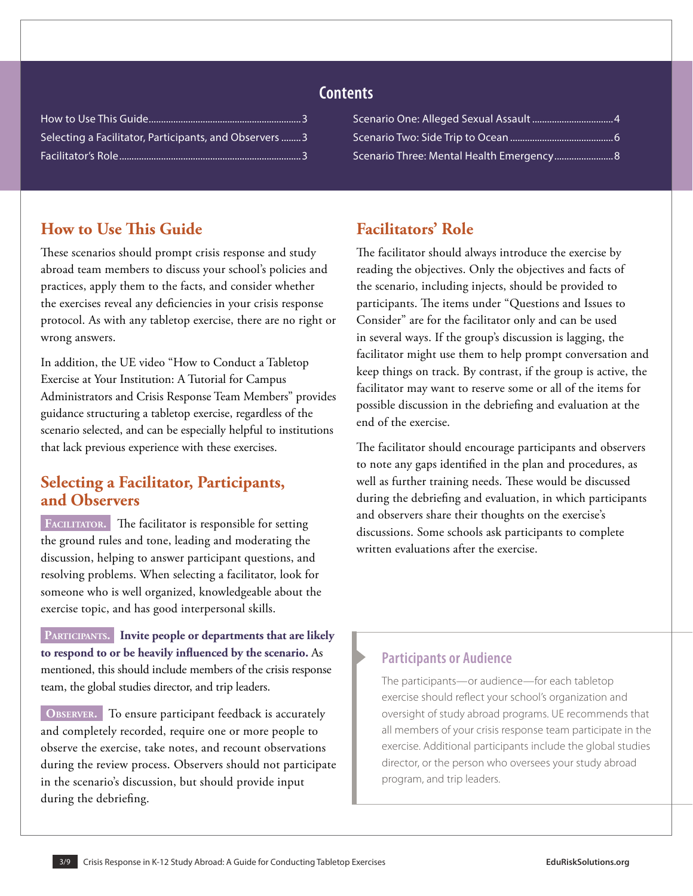## Contents

- How to Use This Guide ..... 3
- Selecting a Facilitator, Participants, and Observers ..... 3
- Facilitator's Role ..... 3
- Scenario One: Alleged Sexual Assault ..... 4
- Scenario Two: Side Trip to Ocean ..... 6
- Scenario Three: Mental Health Emergency ..... 8

## How to Use This Guide

These scenarios should prompt crisis response and study abroad team members to discuss your school's policies and practices, apply them to the facts, and consider whether the exercises reveal any deficiencies in your crisis response protocol. As with any tabletop exercise, there are no right or wrong answers.

In addition, the UE video "How to Conduct a Tabletop Exercise at Your Institution: A Tutorial for Campus Administrators and Crisis Response Team Members" provides guidance structuring a tabletop exercise, regardless of the scenario selected, and can be especially helpful to institutions that lack previous experience with these exercises.

## Selecting a Facilitator, Participants, and Observers

**FACILITATOR.** The facilitator is responsible for setting the ground rules and tone, leading and moderating the discussion, helping to answer participant questions, and resolving problems. When selecting a facilitator, look for someone who is well organized, knowledgeable about the exercise topic, and has good interpersonal skills.

**PARTICIPANTS.** **Invite people or departments that are likely to respond to or be heavily influenced by the scenario.** As mentioned, this should include members of the crisis response team, the global studies director, and trip leaders.

**OBSERVER.** To ensure participant feedback is accurately and completely recorded, require one or more people to observe the exercise, take notes, and recount observations during the review process. Observers should not participate in the scenario's discussion, but should provide input during the debriefing.

## Facilitators' Role

The facilitator should always introduce the exercise by reading the objectives. Only the objectives and facts of the scenario, including injects, should be provided to participants. The items under "Questions and Issues to Consider" are for the facilitator only and can be used in several ways. If the group's discussion is lagging, the facilitator might use them to help prompt conversation and keep things on track. By contrast, if the group is active, the facilitator may want to reserve some or all of the items for possible discussion in the debriefing and evaluation at the end of the exercise.

The facilitator should encourage participants and observers to note any gaps identified in the plan and procedures, as well as further training needs. These would be discussed during the debriefing and evaluation, in which participants and observers share their thoughts on the exercise's discussions. Some schools ask participants to complete written evaluations after the exercise.

### Participants or Audience

The participants—or audience—for each tabletop exercise should reflect your school's organization and oversight of study abroad programs. UE recommends that all members of your crisis response team participate in the exercise. Additional participants include the global studies director, or the person who oversees your study abroad program, and trip leaders.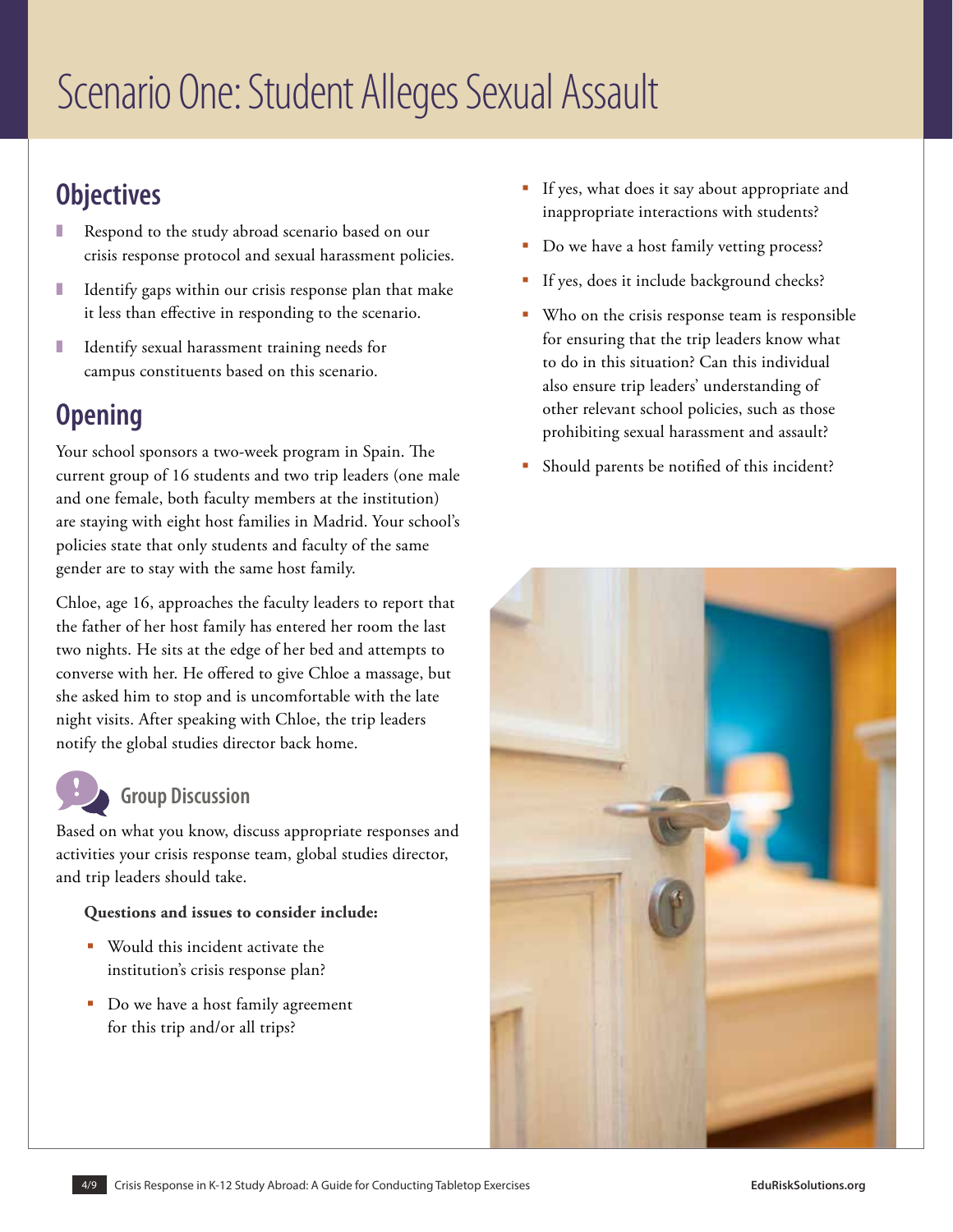# Scenario One: Student Alleges Sexual Assault

## Objectives

- Respond to the study abroad scenario based on our crisis response protocol and sexual harassment policies.
- Identify gaps within our crisis response plan that make it less than effective in responding to the scenario.
- Identify sexual harassment training needs for campus constituents based on this scenario.

## Opening

Your school sponsors a two-week program in Spain. The current group of 16 students and two trip leaders (one male and one female, both faculty members at the institution) are staying with eight host families in Madrid. Your school's policies state that only students and faculty of the same gender are to stay with the same host family.

Chloe, age 16, approaches the faculty leaders to report that the father of her host family has entered her room the last two nights. He sits at the edge of her bed and attempts to converse with her. He offered to give Chloe a massage, but she asked him to stop and is uncomfortable with the late night visits. After speaking with Chloe, the trip leaders notify the global studies director back home.

### Group Discussion

Based on what you know, discuss appropriate responses and activities your crisis response team, global studies director, and trip leaders should take.

**Questions and issues to consider include:**

- Would this incident activate the institution's crisis response plan?
- Do we have a host family agreement for this trip and/or all trips?
- If yes, what does it say about appropriate and inappropriate interactions with students?
- Do we have a host family vetting process?
- If yes, does it include background checks?
- Who on the crisis response team is responsible for ensuring that the trip leaders know what to do in this situation? Can this individual also ensure trip leaders' understanding of other relevant school policies, such as those prohibiting sexual harassment and assault?
- Should parents be notified of this incident?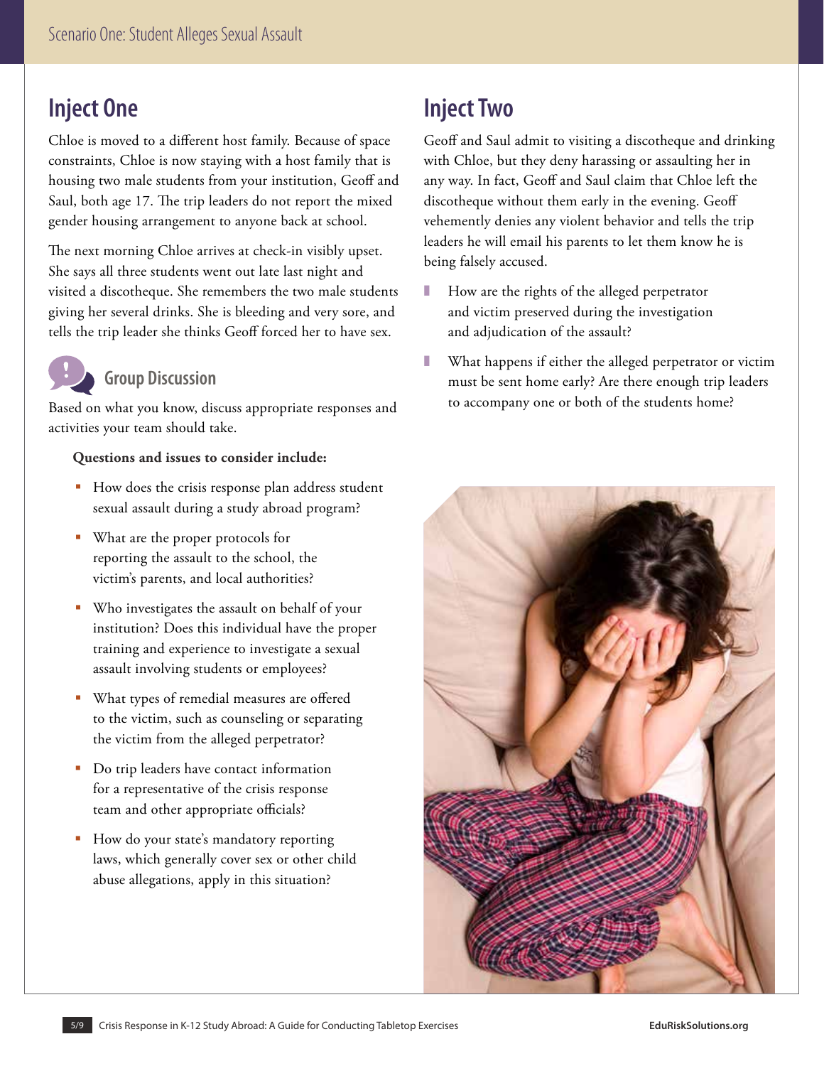## Inject One

Chloe is moved to a different host family. Because of space constraints, Chloe is now staying with a host family that is housing two male students from your institution, Geoff and Saul, both age 17. The trip leaders do not report the mixed gender housing arrangement to anyone back at school.

The next morning Chloe arrives at check-in visibly upset. She says all three students went out late last night and visited a discotheque. She remembers the two male students giving her several drinks. She is bleeding and very sore, and tells the trip leader she thinks Geoff forced her to have sex.

### Group Discussion

Based on what you know, discuss appropriate responses and activities your team should take.

**Questions and issues to consider include:**

- How does the crisis response plan address student sexual assault during a study abroad program?
- What are the proper protocols for reporting the assault to the school, the victim's parents, and local authorities?
- Who investigates the assault on behalf of your institution? Does this individual have the proper training and experience to investigate a sexual assault involving students or employees?
- What types of remedial measures are offered to the victim, such as counseling or separating the victim from the alleged perpetrator?
- Do trip leaders have contact information for a representative of the crisis response team and other appropriate officials?
- How do your state's mandatory reporting laws, which generally cover sex or other child abuse allegations, apply in this situation?

## Inject Two

Geoff and Saul admit to visiting a discotheque and drinking with Chloe, but they deny harassing or assaulting her in any way. In fact, Geoff and Saul claim that Chloe left the discotheque without them early in the evening. Geoff vehemently denies any violent behavior and tells the trip leaders he will email his parents to let them know he is being falsely accused.

- How are the rights of the alleged perpetrator and victim preserved during the investigation and adjudication of the assault?
- What happens if either the alleged perpetrator or victim must be sent home early? Are there enough trip leaders to accompany one or both of the students home?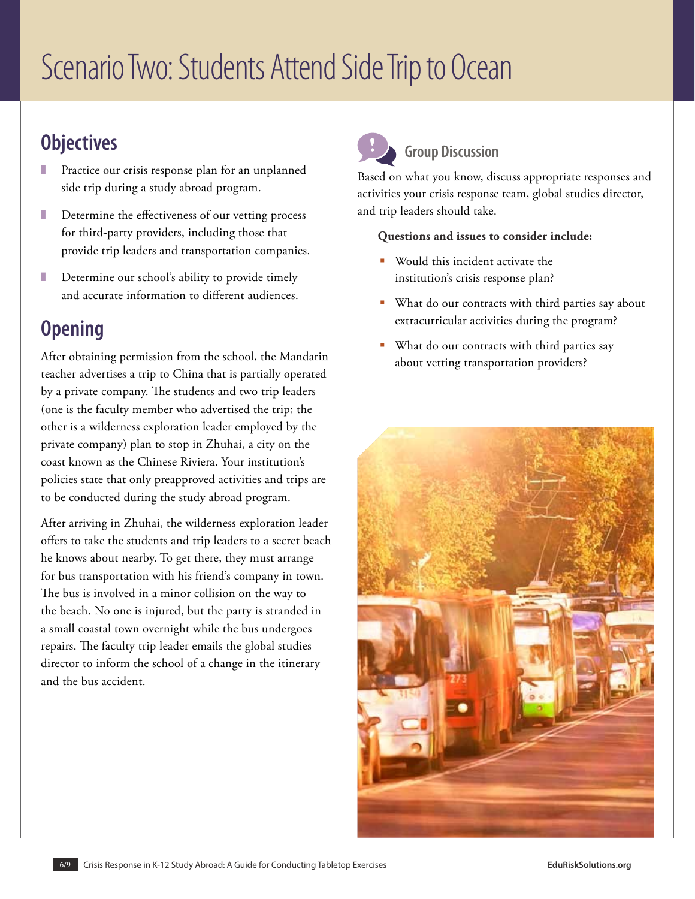# Scenario Two: Students Attend Side Trip to Ocean

## Objectives

- Practice our crisis response plan for an unplanned side trip during a study abroad program.
- Determine the effectiveness of our vetting process for third-party providers, including those that provide trip leaders and transportation companies.
- Determine our school's ability to provide timely and accurate information to different audiences.

## Opening

After obtaining permission from the school, the Mandarin teacher advertises a trip to China that is partially operated by a private company. The students and two trip leaders (one is the faculty member who advertised the trip; the other is a wilderness exploration leader employed by the private company) plan to stop in Zhuhai, a city on the coast known as the Chinese Riviera. Your institution's policies state that only preapproved activities and trips are to be conducted during the study abroad program.

After arriving in Zhuhai, the wilderness exploration leader offers to take the students and trip leaders to a secret beach he knows about nearby. To get there, they must arrange for bus transportation with his friend's company in town. The bus is involved in a minor collision on the way to the beach. No one is injured, but the party is stranded in a small coastal town overnight while the bus undergoes repairs. The faculty trip leader emails the global studies director to inform the school of a change in the itinerary and the bus accident.

## Group Discussion

Based on what you know, discuss appropriate responses and activities your crisis response team, global studies director, and trip leaders should take.

**Questions and issues to consider include:**

- Would this incident activate the institution's crisis response plan?
- What do our contracts with third parties say about extracurricular activities during the program?
- What do our contracts with third parties say about vetting transportation providers?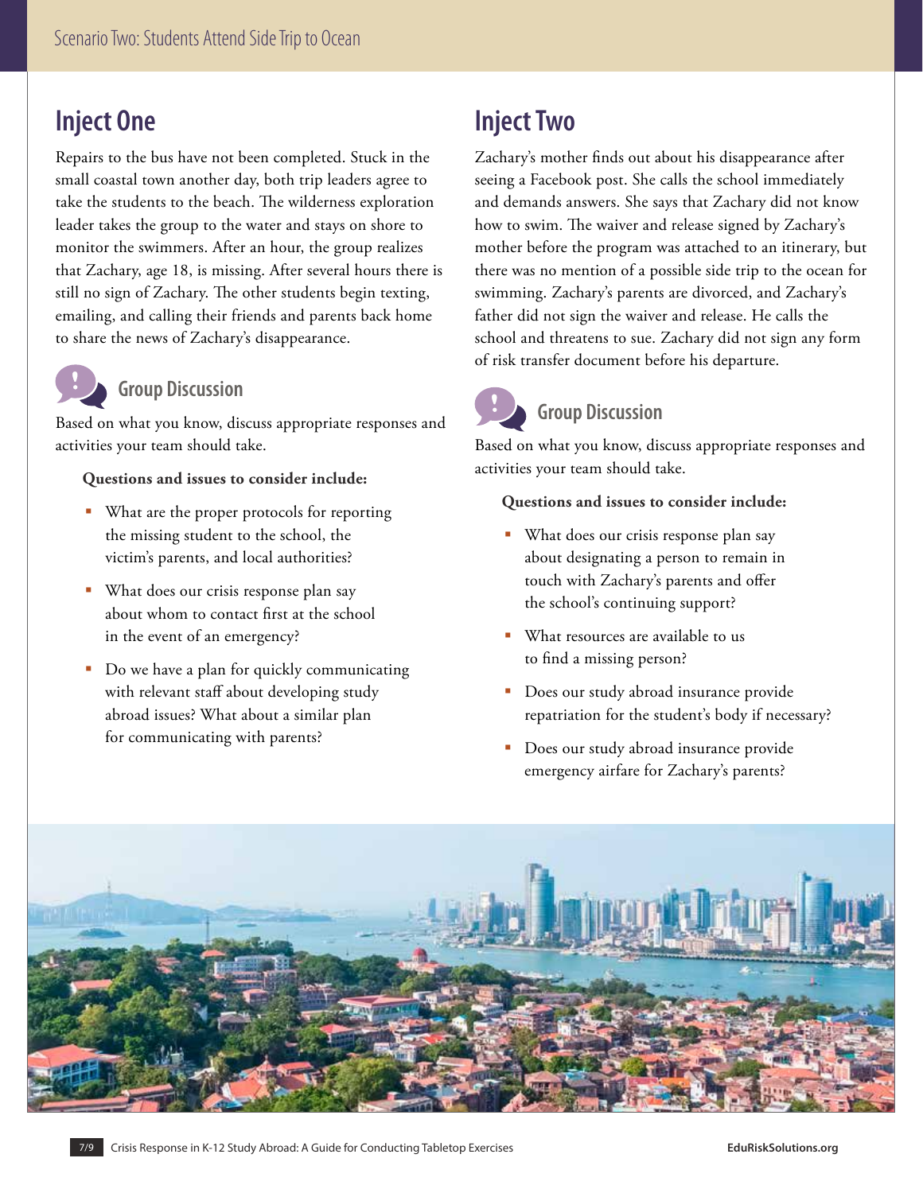## Inject One

Repairs to the bus have not been completed. Stuck in the small coastal town another day, both trip leaders agree to take the students to the beach. The wilderness exploration leader takes the group to the water and stays on shore to monitor the swimmers. After an hour, the group realizes that Zachary, age 18, is missing. After several hours there is still no sign of Zachary. The other students begin texting, emailing, and calling their friends and parents back home to share the news of Zachary's disappearance.

### Group Discussion

Based on what you know, discuss appropriate responses and activities your team should take.

**Questions and issues to consider include:**

- What are the proper protocols for reporting the missing student to the school, the victim's parents, and local authorities?
- What does our crisis response plan say about whom to contact first at the school in the event of an emergency?
- Do we have a plan for quickly communicating with relevant staff about developing study abroad issues? What about a similar plan for communicating with parents?

## Inject Two

Zachary's mother finds out about his disappearance after seeing a Facebook post. She calls the school immediately and demands answers. She says that Zachary did not know how to swim. The waiver and release signed by Zachary's mother before the program was attached to an itinerary, but there was no mention of a possible side trip to the ocean for swimming. Zachary's parents are divorced, and Zachary's father did not sign the waiver and release. He calls the school and threatens to sue. Zachary did not sign any form of risk transfer document before his departure.

### Group Discussion

Based on what you know, discuss appropriate responses and activities your team should take.

**Questions and issues to consider include:**

- What does our crisis response plan say about designating a person to remain in touch with Zachary's parents and offer the school's continuing support?
- What resources are available to us to find a missing person?
- Does our study abroad insurance provide repatriation for the student's body if necessary?
- Does our study abroad insurance provide emergency airfare for Zachary's parents?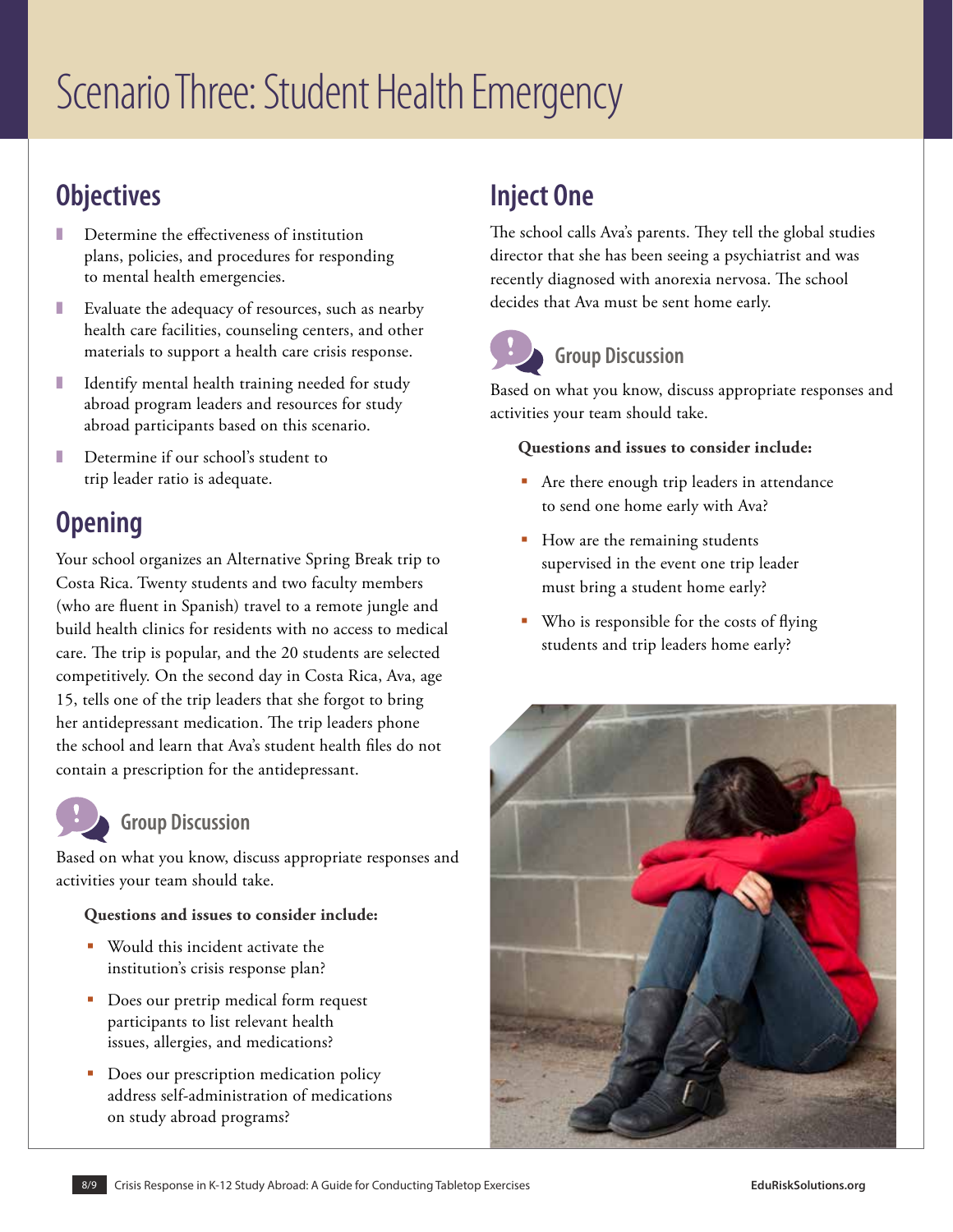# Scenario Three: Student Health Emergency

## Objectives

- Determine the effectiveness of institution plans, policies, and procedures for responding to mental health emergencies.
- Evaluate the adequacy of resources, such as nearby health care facilities, counseling centers, and other materials to support a health care crisis response.
- Identify mental health training needed for study abroad program leaders and resources for study abroad participants based on this scenario.
- Determine if our school's student to trip leader ratio is adequate.

## Opening

Your school organizes an Alternative Spring Break trip to Costa Rica. Twenty students and two faculty members (who are fluent in Spanish) travel to a remote jungle and build health clinics for residents with no access to medical care. The trip is popular, and the 20 students are selected competitively. On the second day in Costa Rica, Ava, age 15, tells one of the trip leaders that she forgot to bring her antidepressant medication. The trip leaders phone the school and learn that Ava's student health files do not contain a prescription for the antidepressant.

### Group Discussion

Based on what you know, discuss appropriate responses and activities your team should take.

**Questions and issues to consider include:**

- Would this incident activate the institution's crisis response plan?
- Does our pretrip medical form request participants to list relevant health issues, allergies, and medications?
- Does our prescription medication policy address self-administration of medications on study abroad programs?

## Inject One

The school calls Ava's parents. They tell the global studies director that she has been seeing a psychiatrist and was recently diagnosed with anorexia nervosa. The school decides that Ava must be sent home early.

### Group Discussion

Based on what you know, discuss appropriate responses and activities your team should take.

**Questions and issues to consider include:**

- Are there enough trip leaders in attendance to send one home early with Ava?
- How are the remaining students supervised in the event one trip leader must bring a student home early?
- Who is responsible for the costs of flying students and trip leaders home early?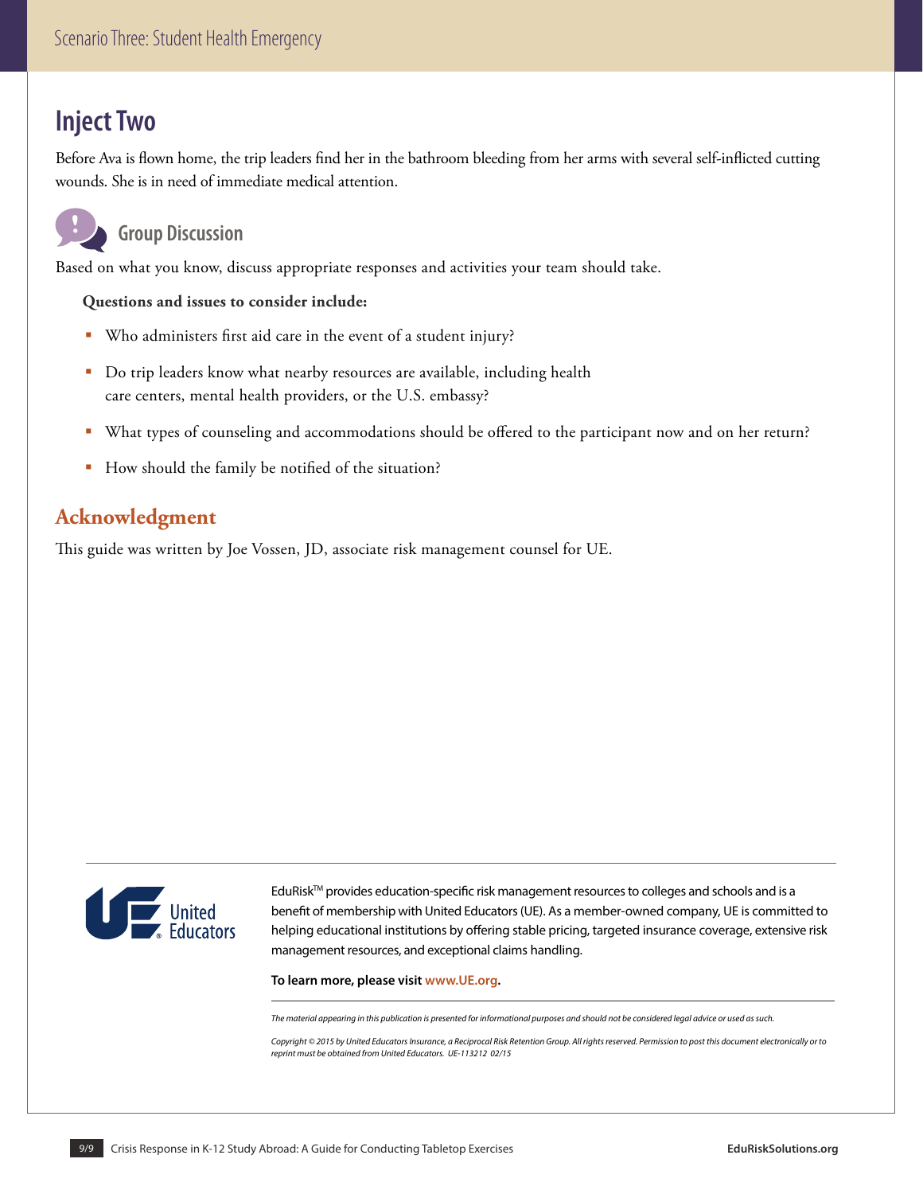## Inject Two

Before Ava is flown home, the trip leaders find her in the bathroom bleeding from her arms with several self-inflicted cutting wounds. She is in need of immediate medical attention.

### Group Discussion

Based on what you know, discuss appropriate responses and activities your team should take.

**Questions and issues to consider include:**

- Who administers first aid care in the event of a student injury?
- Do trip leaders know what nearby resources are available, including health care centers, mental health providers, or the U.S. embassy?
- What types of counseling and accommodations should be offered to the participant now and on her return?
- How should the family be notified of the situation?

## Acknowledgment

This guide was written by Joe Vossen, JD, associate risk management counsel for UE.

---

United Educators

EduRisk™ provides education-specific risk management resources to colleges and schools and is a benefit of membership with United Educators (UE). As a member-owned company, UE is committed to helping educational institutions by offering stable pricing, targeted insurance coverage, extensive risk management resources, and exceptional claims handling.

**To learn more, please visit www.UE.org.**

*The material appearing in this publication is presented for informational purposes and should not be considered legal advice or used as such.*

*Copyright © 2015 by United Educators Insurance, a Reciprocal Risk Retention Group. All rights reserved. Permission to post this document electronically or to reprint must be obtained from United Educators. UE-113212 02/15*